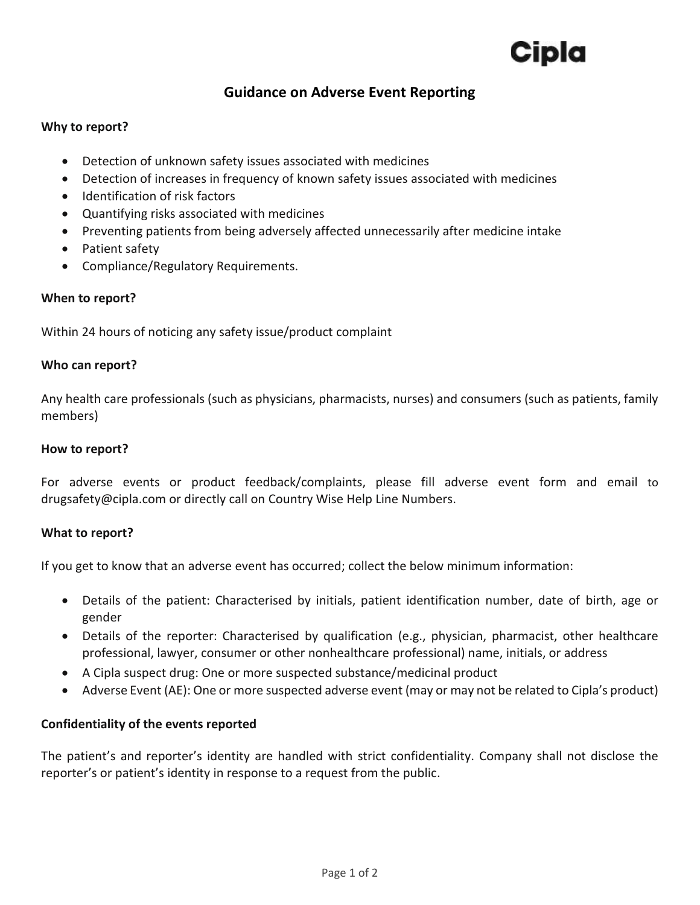Cipla

# Guidance on Adverse Event Reporting

**Why to report?**

- Detection of unknown safety issues associated with medicines
- Detection of increases in frequency of known safety issues associated with medicines
- Identification of risk factors
- Quantifying risks associated with medicines
- Preventing patients from being adversely affected unnecessarily after medicine intake
- Patient safety
- Compliance/Regulatory Requirements.

**When to report?**

Within 24 hours of noticing any safety issue/product complaint

**Who can report?**

Any health care professionals (such as physicians, pharmacists, nurses) and consumers (such as patients, family members)

**How to report?**

For adverse events or product feedback/complaints, please fill adverse event form and email to drugsafety@cipla.com or directly call on Country Wise Help Line Numbers.

**What to report?**

If you get to know that an adverse event has occurred; collect the below minimum information:

- Details of the patient: Characterised by initials, patient identification number, date of birth, age or gender
- Details of the reporter: Characterised by qualification (e.g., physician, pharmacist, other healthcare professional, lawyer, consumer or other nonhealthcare professional) name, initials, or address
- A Cipla suspect drug: One or more suspected substance/medicinal product
- Adverse Event (AE): One or more suspected adverse event (may or may not be related to Cipla's product)

**Confidentiality of the events reported**

The patient's and reporter's identity are handled with strict confidentiality. Company shall not disclose the reporter's or patient's identity in response to a request from the public.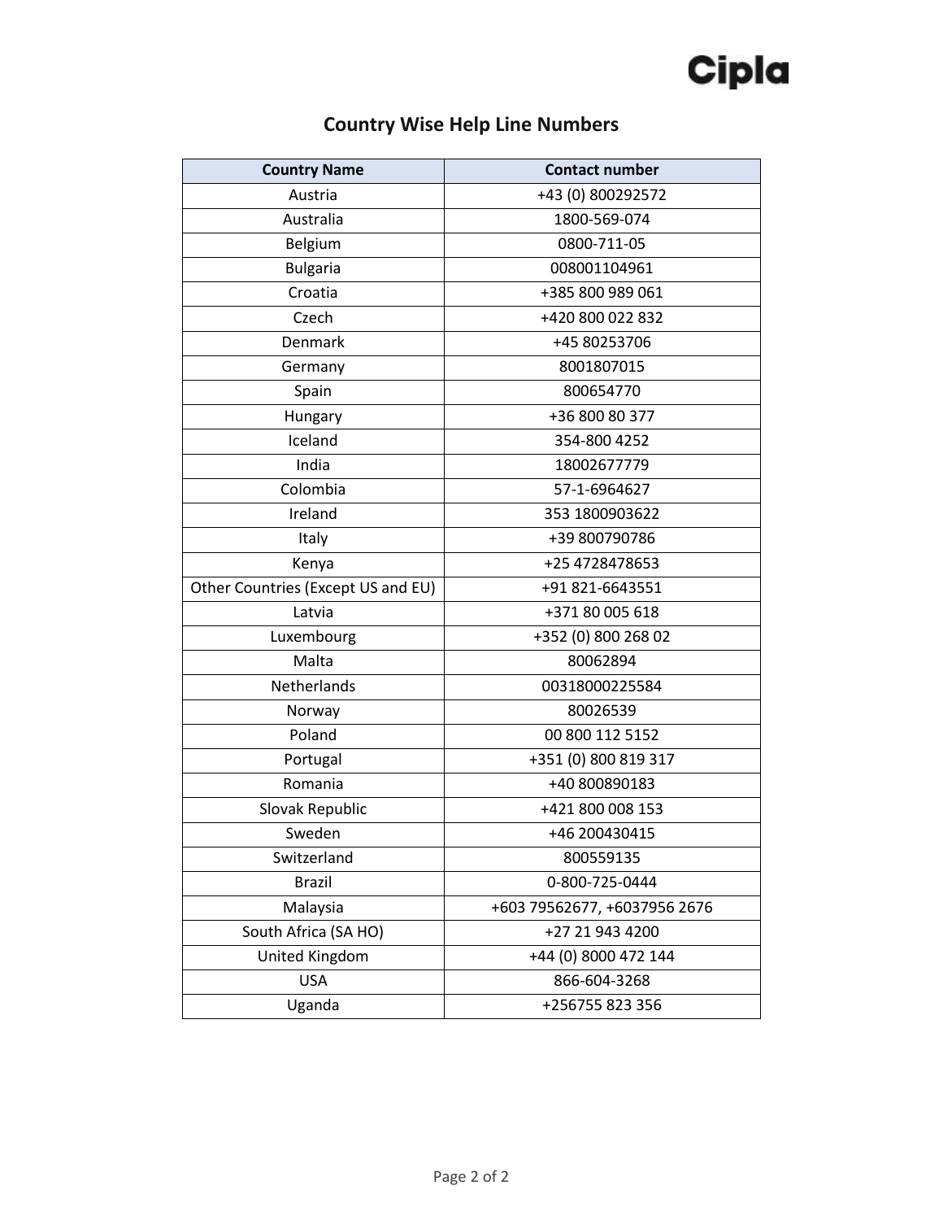## Country Wise Help Line Numbers

| Country Name | Contact number |
|---|---|
| Austria | +43 (0) 800292572 |
| Australia | 1800-569-074 |
| Belgium | 0800-711-05 |
| Bulgaria | 008001104961 |
| Croatia | +385 800 989 061 |
| Czech | +420 800 022 832 |
| Denmark | +45 80253706 |
| Germany | 8001807015 |
| Spain | 800654770 |
| Hungary | +36 800 80 377 |
| Iceland | 354-800 4252 |
| India | 18002677779 |
| Colombia | 57-1-6964627 |
| Ireland | 353 1800903622 |
| Italy | +39 800790786 |
| Kenya | +25 4728478653 |
| Other Countries (Except US and EU) | +91 821-6643551 |
| Latvia | +371 80 005 618 |
| Luxembourg | +352 (0) 800 268 02 |
| Malta | 80062894 |
| Netherlands | 00318000225584 |
| Norway | 80026539 |
| Poland | 00 800 112 5152 |
| Portugal | +351 (0) 800 819 317 |
| Romania | +40 800890183 |
| Slovak Republic | +421 800 008 153 |
| Sweden | +46 200430415 |
| Switzerland | 800559135 |
| Brazil | 0-800-725-0444 |
| Malaysia | +603 79562677, +6037956 2676 |
| South Africa (SA HO) | +27 21 943 4200 |
| United Kingdom | +44 (0) 8000 472 144 |
| USA | 866-604-3268 |
| Uganda | +256755 823 356 |